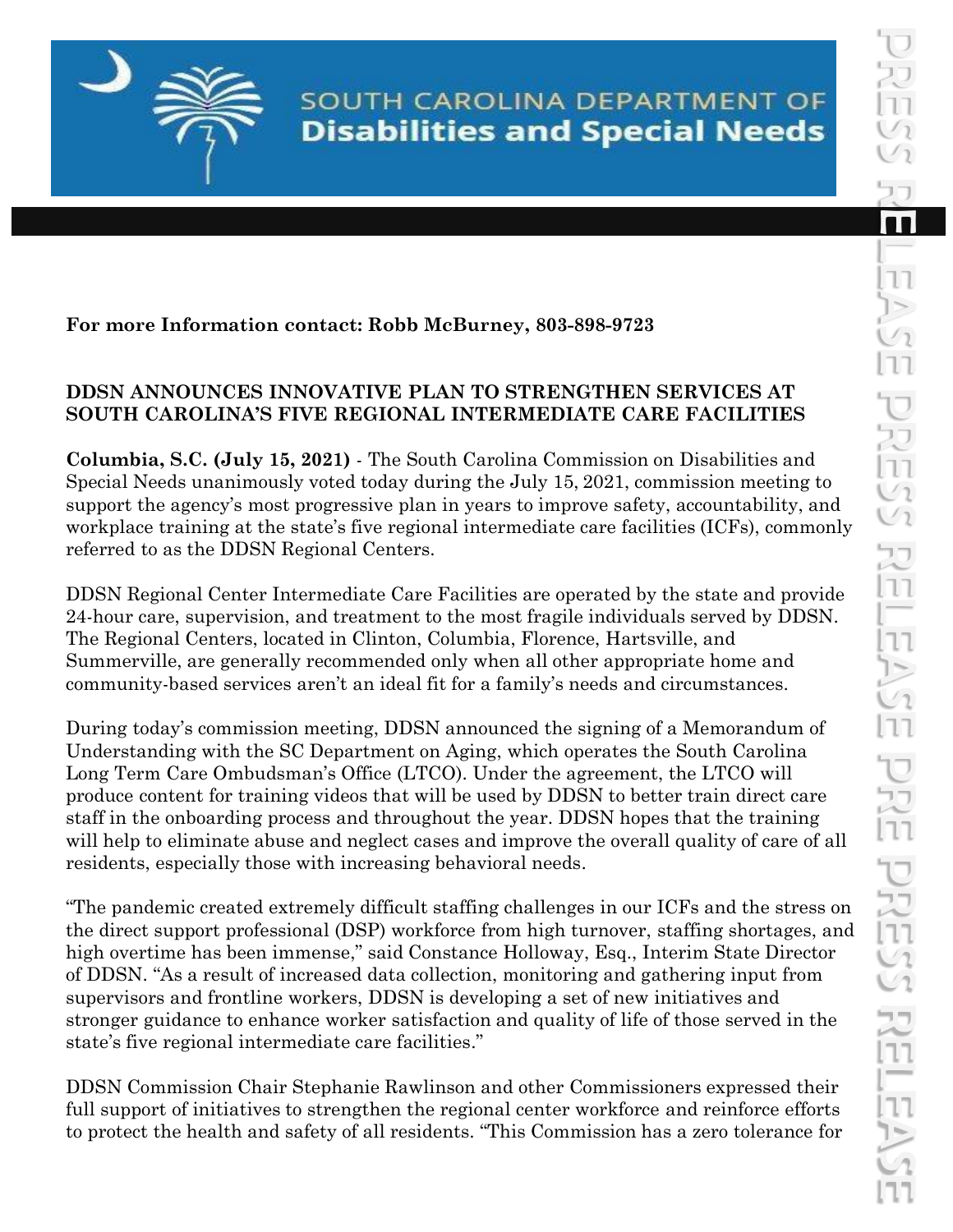SOUTH CAROLINA DEPARTMENT OF
**Disabilities and Special Needs**

**For more Information contact: Robb McBurney, 803-898-9723**

## DDSN ANNOUNCES INNOVATIVE PLAN TO STRENGTHEN SERVICES AT SOUTH CAROLINA'S FIVE REGIONAL INTERMEDIATE CARE FACILITIES

**Columbia, S.C. (July 15, 2021)** - The South Carolina Commission on Disabilities and Special Needs unanimously voted today during the July 15, 2021, commission meeting to support the agency's most progressive plan in years to improve safety, accountability, and workplace training at the state's five regional intermediate care facilities (ICFs), commonly referred to as the DDSN Regional Centers.

DDSN Regional Center Intermediate Care Facilities are operated by the state and provide 24-hour care, supervision, and treatment to the most fragile individuals served by DDSN. The Regional Centers, located in Clinton, Columbia, Florence, Hartsville, and Summerville, are generally recommended only when all other appropriate home and community-based services aren't an ideal fit for a family's needs and circumstances.

During today's commission meeting, DDSN announced the signing of a Memorandum of Understanding with the SC Department on Aging, which operates the South Carolina Long Term Care Ombudsman's Office (LTCO). Under the agreement, the LTCO will produce content for training videos that will be used by DDSN to better train direct care staff in the onboarding process and throughout the year. DDSN hopes that the training will help to eliminate abuse and neglect cases and improve the overall quality of care of all residents, especially those with increasing behavioral needs.

"The pandemic created extremely difficult staffing challenges in our ICFs and the stress on the direct support professional (DSP) workforce from high turnover, staffing shortages, and high overtime has been immense," said Constance Holloway, Esq., Interim State Director of DDSN. "As a result of increased data collection, monitoring and gathering input from supervisors and frontline workers, DDSN is developing a set of new initiatives and stronger guidance to enhance worker satisfaction and quality of life of those served in the state's five regional intermediate care facilities."

DDSN Commission Chair Stephanie Rawlinson and other Commissioners expressed their full support of initiatives to strengthen the regional center workforce and reinforce efforts to protect the health and safety of all residents. "This Commission has a zero tolerance for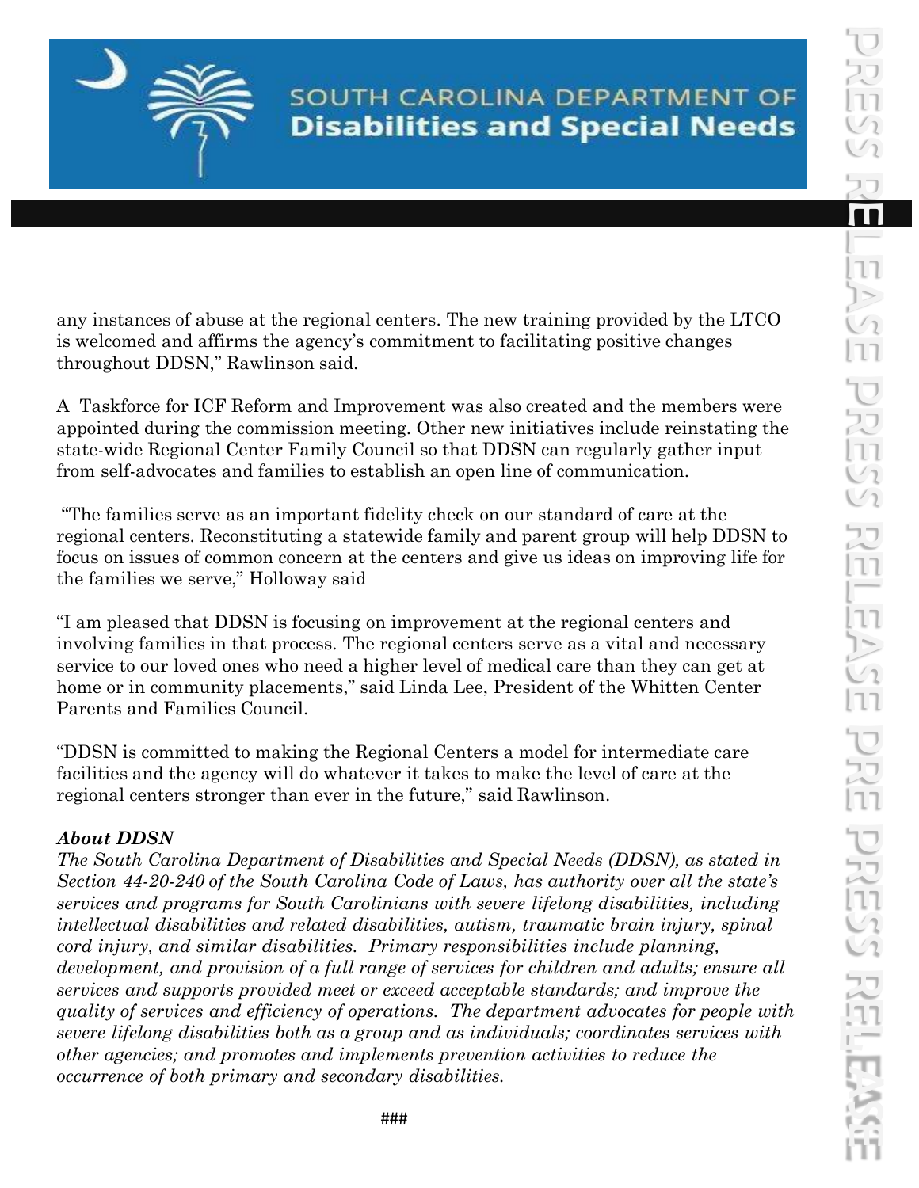any instances of abuse at the regional centers. The new training provided by the LTCO is welcomed and affirms the agency's commitment to facilitating positive changes throughout DDSN," Rawlinson said.

A Taskforce for ICF Reform and Improvement was also created and the members were appointed during the commission meeting. Other new initiatives include reinstating the state-wide Regional Center Family Council so that DDSN can regularly gather input from self-advocates and families to establish an open line of communication.

"The families serve as an important fidelity check on our standard of care at the regional centers. Reconstituting a statewide family and parent group will help DDSN to focus on issues of common concern at the centers and give us ideas on improving life for the families we serve," Holloway said

"I am pleased that DDSN is focusing on improvement at the regional centers and involving families in that process. The regional centers serve as a vital and necessary service to our loved ones who need a higher level of medical care than they can get at home or in community placements," said Linda Lee, President of the Whitten Center Parents and Families Council.

"DDSN is committed to making the Regional Centers a model for intermediate care facilities and the agency will do whatever it takes to make the level of care at the regional centers stronger than ever in the future," said Rawlinson.

***About DDSN***

*The South Carolina Department of Disabilities and Special Needs (DDSN), as stated in Section 44-20-240 of the South Carolina Code of Laws, has authority over all the state's services and programs for South Carolinians with severe lifelong disabilities, including intellectual disabilities and related disabilities, autism, traumatic brain injury, spinal cord injury, and similar disabilities. Primary responsibilities include planning, development, and provision of a full range of services for children and adults; ensure all services and supports provided meet or exceed acceptable standards; and improve the quality of services and efficiency of operations. The department advocates for people with severe lifelong disabilities both as a group and as individuals; coordinates services with other agencies; and promotes and implements prevention activities to reduce the occurrence of both primary and secondary disabilities.*

###